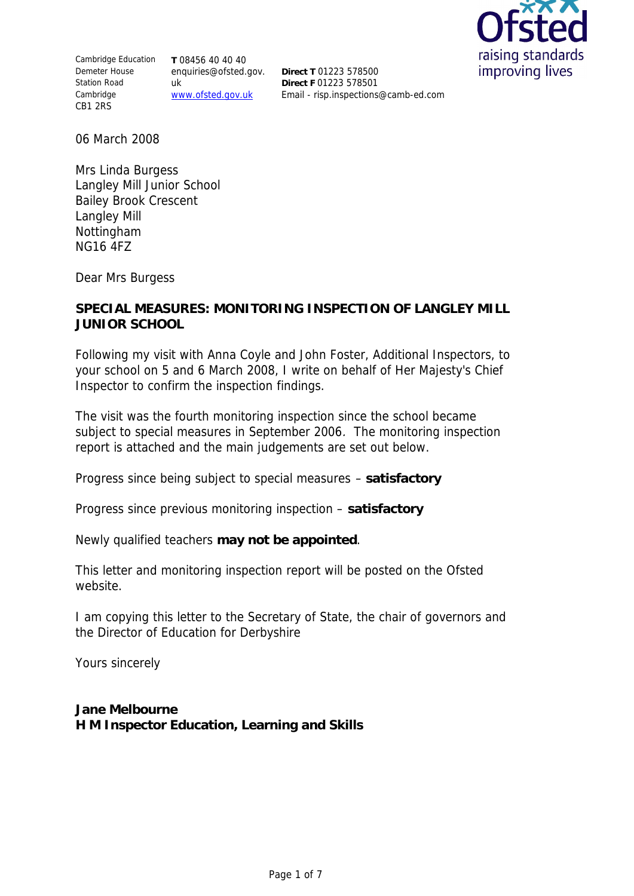Cambridge Education
Demeter House
Station Road
Cambridge
CB1 2RS

**T** 08456 40 40 40
enquiries@ofsted.gov.uk
www.ofsted.gov.uk

**Direct T** 01223 578500
**Direct F** 01223 578501
Email - risp.inspections@camb-ed.com

Ofsted
raising standards
improving lives

06 March 2008

Mrs Linda Burgess
Langley Mill Junior School
Bailey Brook Crescent
Langley Mill
Nottingham
NG16 4FZ

Dear Mrs Burgess

**SPECIAL MEASURES: MONITORING INSPECTION OF LANGLEY MILL JUNIOR SCHOOL**

Following my visit with Anna Coyle and John Foster, Additional Inspectors, to your school on 5 and 6 March 2008, I write on behalf of Her Majesty's Chief Inspector to confirm the inspection findings.

The visit was the fourth monitoring inspection since the school became subject to special measures in September 2006. The monitoring inspection report is attached and the main judgements are set out below.

Progress since being subject to special measures – **satisfactory**

Progress since previous monitoring inspection – **satisfactory**

Newly qualified teachers **may not be appointed**.

This letter and monitoring inspection report will be posted on the Ofsted website.

I am copying this letter to the Secretary of State, the chair of governors and the Director of Education for Derbyshire

Yours sincerely

**Jane Melbourne**
**H M Inspector Education, Learning and Skills**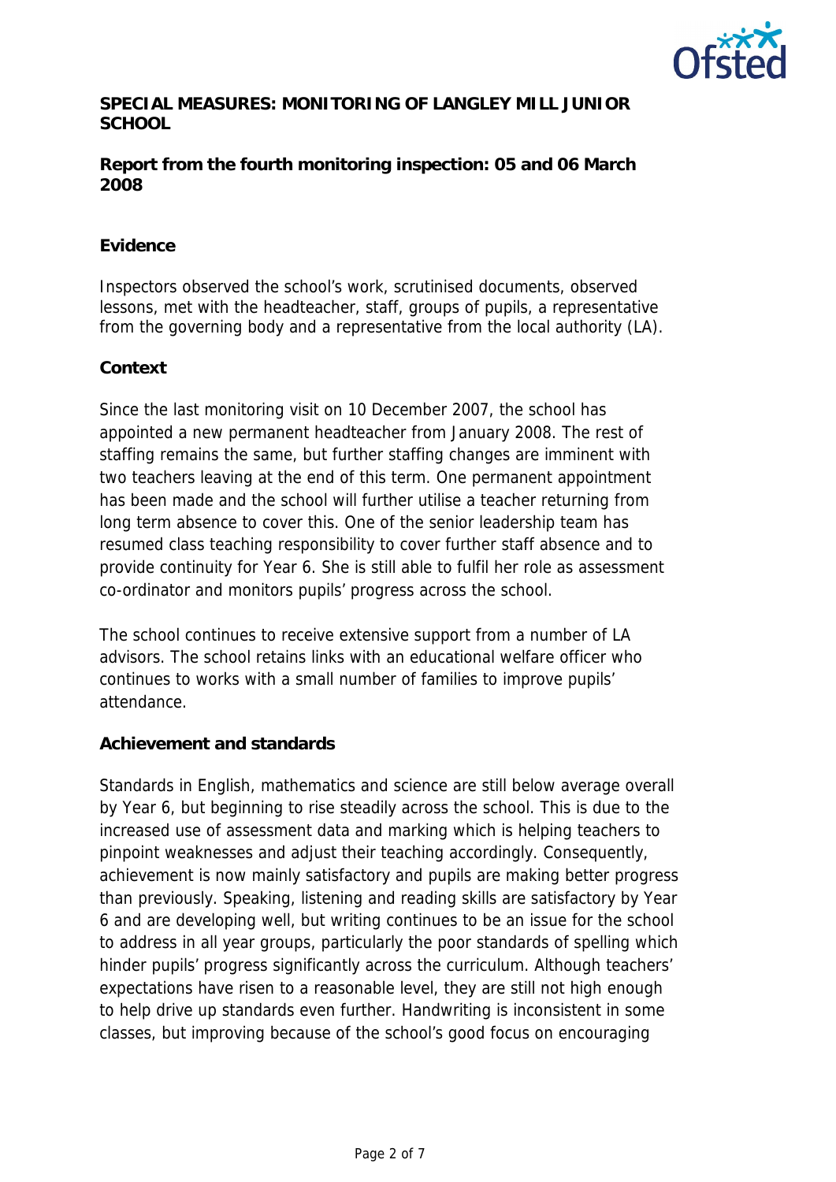**SPECIAL MEASURES: MONITORING OF LANGLEY MILL JUNIOR SCHOOL**

**Report from the fourth monitoring inspection: 05 and 06 March 2008**

**Evidence**

Inspectors observed the school's work, scrutinised documents, observed lessons, met with the headteacher, staff, groups of pupils, a representative from the governing body and a representative from the local authority (LA).

**Context**

Since the last monitoring visit on 10 December 2007, the school has appointed a new permanent headteacher from January 2008. The rest of staffing remains the same, but further staffing changes are imminent with two teachers leaving at the end of this term. One permanent appointment has been made and the school will further utilise a teacher returning from long term absence to cover this. One of the senior leadership team has resumed class teaching responsibility to cover further staff absence and to provide continuity for Year 6. She is still able to fulfil her role as assessment co-ordinator and monitors pupils' progress across the school.

The school continues to receive extensive support from a number of LA advisors. The school retains links with an educational welfare officer who continues to works with a small number of families to improve pupils' attendance.

**Achievement and standards**

Standards in English, mathematics and science are still below average overall by Year 6, but beginning to rise steadily across the school. This is due to the increased use of assessment data and marking which is helping teachers to pinpoint weaknesses and adjust their teaching accordingly. Consequently, achievement is now mainly satisfactory and pupils are making better progress than previously. Speaking, listening and reading skills are satisfactory by Year 6 and are developing well, but writing continues to be an issue for the school to address in all year groups, particularly the poor standards of spelling which hinder pupils' progress significantly across the curriculum. Although teachers' expectations have risen to a reasonable level, they are still not high enough to help drive up standards even further. Handwriting is inconsistent in some classes, but improving because of the school's good focus on encouraging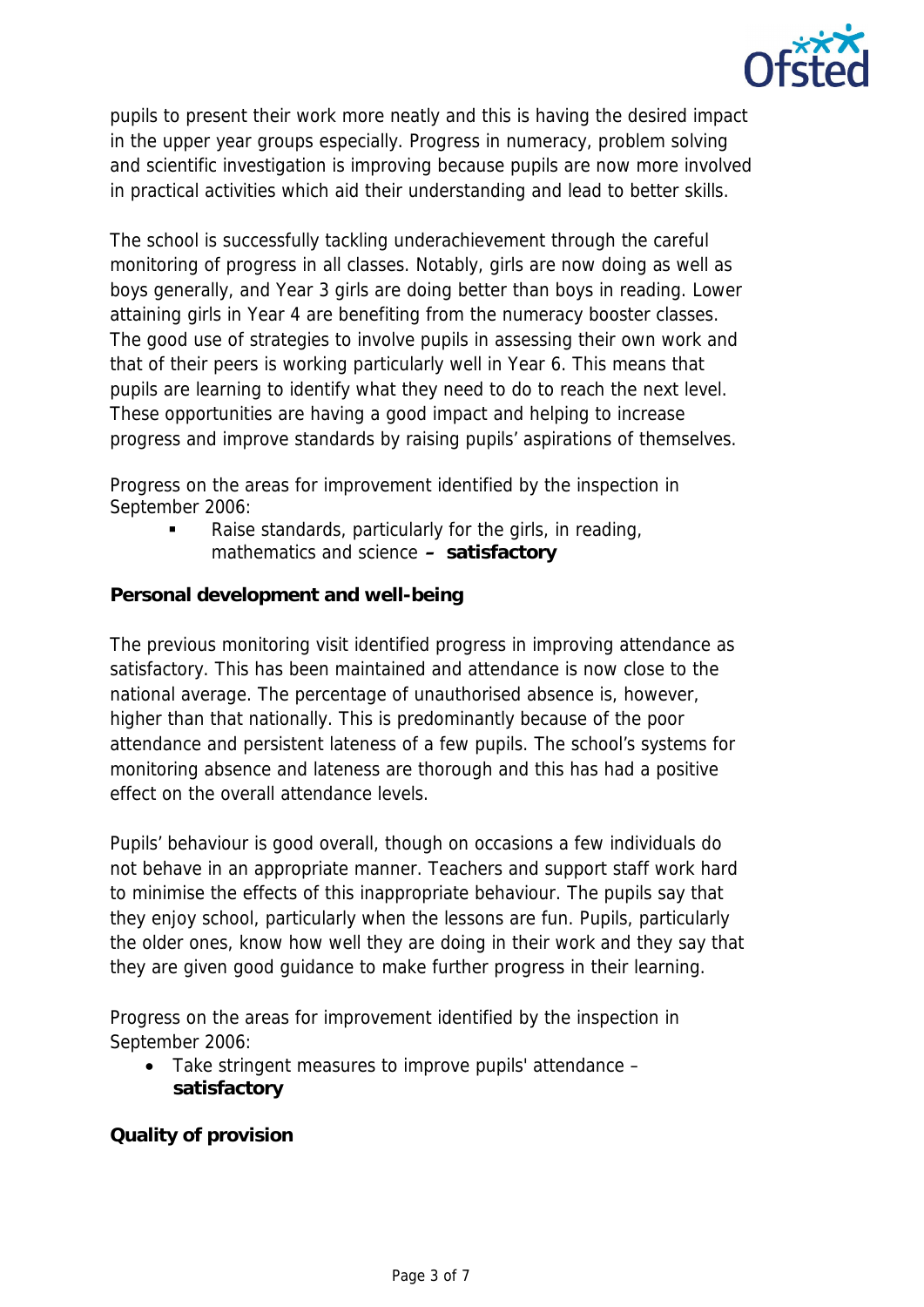pupils to present their work more neatly and this is having the desired impact in the upper year groups especially. Progress in numeracy, problem solving and scientific investigation is improving because pupils are now more involved in practical activities which aid their understanding and lead to better skills.

The school is successfully tackling underachievement through the careful monitoring of progress in all classes. Notably, girls are now doing as well as boys generally, and Year 3 girls are doing better than boys in reading. Lower attaining girls in Year 4 are benefiting from the numeracy booster classes. The good use of strategies to involve pupils in assessing their own work and that of their peers is working particularly well in Year 6. This means that pupils are learning to identify what they need to do to reach the next level. These opportunities are having a good impact and helping to increase progress and improve standards by raising pupils' aspirations of themselves.

Progress on the areas for improvement identified by the inspection in September 2006:

- Raise standards, particularly for the girls, in reading, mathematics and science **– satisfactory**

**Personal development and well-being**

The previous monitoring visit identified progress in improving attendance as satisfactory. This has been maintained and attendance is now close to the national average. The percentage of unauthorised absence is, however, higher than that nationally. This is predominantly because of the poor attendance and persistent lateness of a few pupils. The school's systems for monitoring absence and lateness are thorough and this has had a positive effect on the overall attendance levels.

Pupils' behaviour is good overall, though on occasions a few individuals do not behave in an appropriate manner. Teachers and support staff work hard to minimise the effects of this inappropriate behaviour. The pupils say that they enjoy school, particularly when the lessons are fun. Pupils, particularly the older ones, know how well they are doing in their work and they say that they are given good guidance to make further progress in their learning.

Progress on the areas for improvement identified by the inspection in September 2006:

- Take stringent measures to improve pupils' attendance – **satisfactory**

**Quality of provision**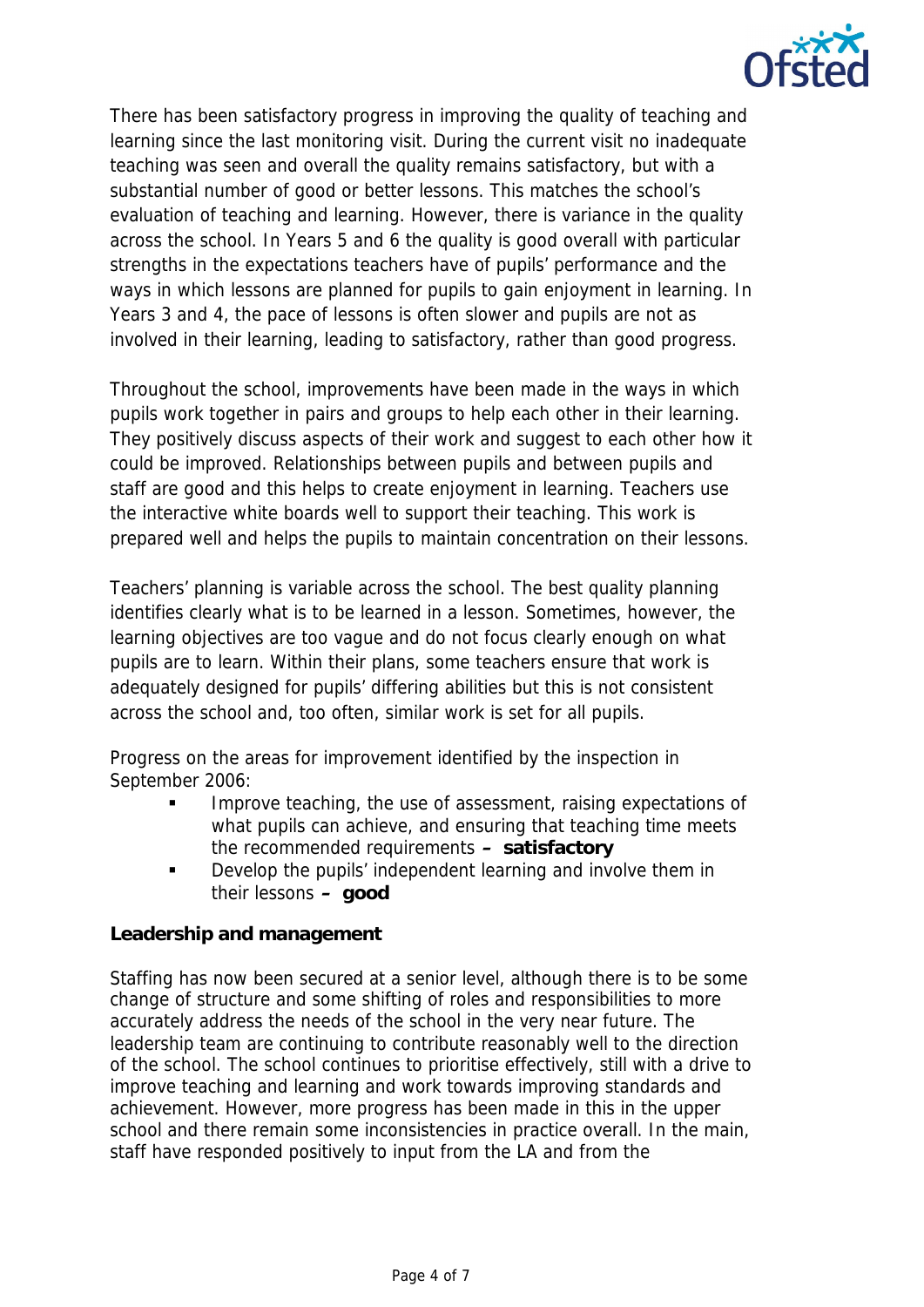There has been satisfactory progress in improving the quality of teaching and learning since the last monitoring visit. During the current visit no inadequate teaching was seen and overall the quality remains satisfactory, but with a substantial number of good or better lessons. This matches the school's evaluation of teaching and learning. However, there is variance in the quality across the school. In Years 5 and 6 the quality is good overall with particular strengths in the expectations teachers have of pupils' performance and the ways in which lessons are planned for pupils to gain enjoyment in learning. In Years 3 and 4, the pace of lessons is often slower and pupils are not as involved in their learning, leading to satisfactory, rather than good progress.

Throughout the school, improvements have been made in the ways in which pupils work together in pairs and groups to help each other in their learning. They positively discuss aspects of their work and suggest to each other how it could be improved. Relationships between pupils and between pupils and staff are good and this helps to create enjoyment in learning. Teachers use the interactive white boards well to support their teaching. This work is prepared well and helps the pupils to maintain concentration on their lessons.

Teachers' planning is variable across the school. The best quality planning identifies clearly what is to be learned in a lesson. Sometimes, however, the learning objectives are too vague and do not focus clearly enough on what pupils are to learn. Within their plans, some teachers ensure that work is adequately designed for pupils' differing abilities but this is not consistent across the school and, too often, similar work is set for all pupils.

Progress on the areas for improvement identified by the inspection in September 2006:

- Improve teaching, the use of assessment, raising expectations of what pupils can achieve, and ensuring that teaching time meets the recommended requirements **– satisfactory**
- Develop the pupils' independent learning and involve them in their lessons **– good**

**Leadership and management**

Staffing has now been secured at a senior level, although there is to be some change of structure and some shifting of roles and responsibilities to more accurately address the needs of the school in the very near future. The leadership team are continuing to contribute reasonably well to the direction of the school. The school continues to prioritise effectively, still with a drive to improve teaching and learning and work towards improving standards and achievement. However, more progress has been made in this in the upper school and there remain some inconsistencies in practice overall. In the main, staff have responded positively to input from the LA and from the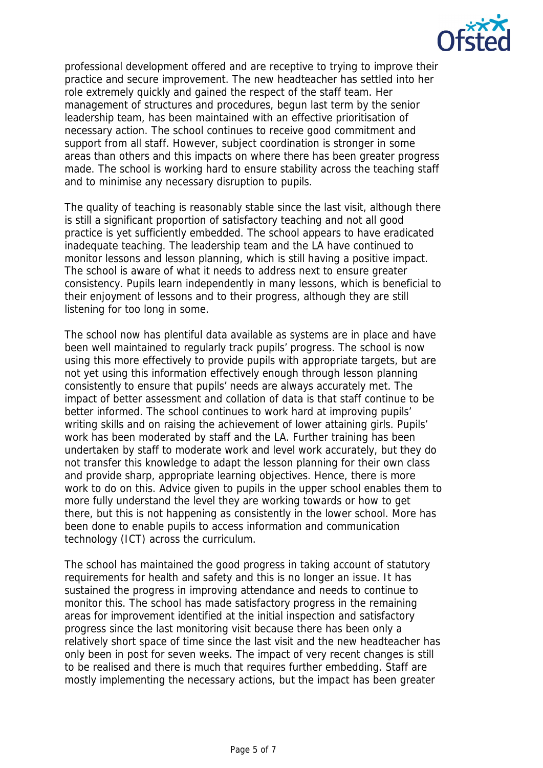professional development offered and are receptive to trying to improve their practice and secure improvement. The new headteacher has settled into her role extremely quickly and gained the respect of the staff team. Her management of structures and procedures, begun last term by the senior leadership team, has been maintained with an effective prioritisation of necessary action. The school continues to receive good commitment and support from all staff. However, subject coordination is stronger in some areas than others and this impacts on where there has been greater progress made. The school is working hard to ensure stability across the teaching staff and to minimise any necessary disruption to pupils.

The quality of teaching is reasonably stable since the last visit, although there is still a significant proportion of satisfactory teaching and not all good practice is yet sufficiently embedded. The school appears to have eradicated inadequate teaching. The leadership team and the LA have continued to monitor lessons and lesson planning, which is still having a positive impact. The school is aware of what it needs to address next to ensure greater consistency. Pupils learn independently in many lessons, which is beneficial to their enjoyment of lessons and to their progress, although they are still listening for too long in some.

The school now has plentiful data available as systems are in place and have been well maintained to regularly track pupils' progress. The school is now using this more effectively to provide pupils with appropriate targets, but are not yet using this information effectively enough through lesson planning consistently to ensure that pupils' needs are always accurately met. The impact of better assessment and collation of data is that staff continue to be better informed. The school continues to work hard at improving pupils' writing skills and on raising the achievement of lower attaining girls. Pupils' work has been moderated by staff and the LA. Further training has been undertaken by staff to moderate work and level work accurately, but they do not transfer this knowledge to adapt the lesson planning for their own class and provide sharp, appropriate learning objectives. Hence, there is more work to do on this. Advice given to pupils in the upper school enables them to more fully understand the level they are working towards or how to get there, but this is not happening as consistently in the lower school. More has been done to enable pupils to access information and communication technology (ICT) across the curriculum.

The school has maintained the good progress in taking account of statutory requirements for health and safety and this is no longer an issue. It has sustained the progress in improving attendance and needs to continue to monitor this. The school has made satisfactory progress in the remaining areas for improvement identified at the initial inspection and satisfactory progress since the last monitoring visit because there has been only a relatively short space of time since the last visit and the new headteacher has only been in post for seven weeks. The impact of very recent changes is still to be realised and there is much that requires further embedding. Staff are mostly implementing the necessary actions, but the impact has been greater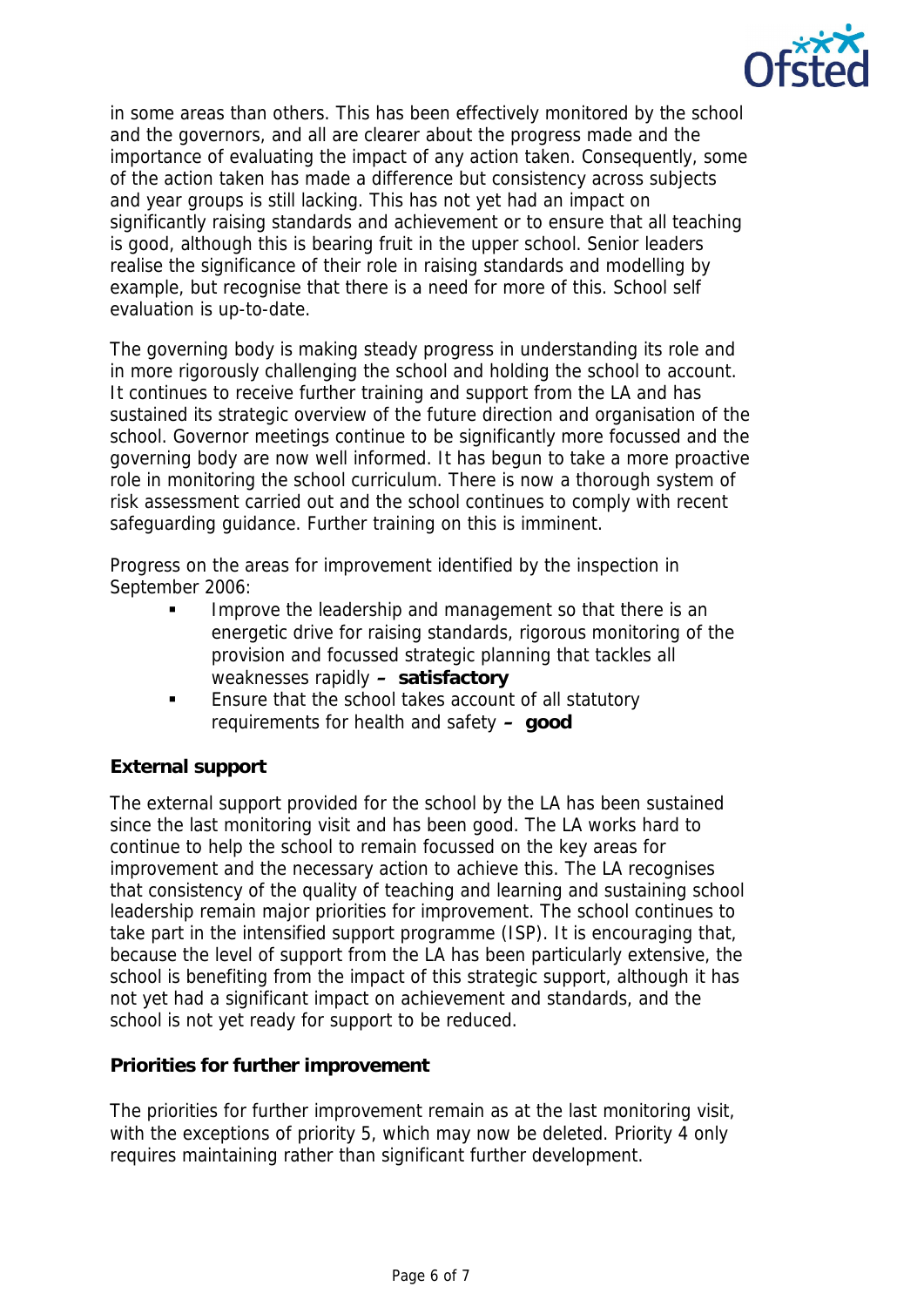in some areas than others. This has been effectively monitored by the school and the governors, and all are clearer about the progress made and the importance of evaluating the impact of any action taken. Consequently, some of the action taken has made a difference but consistency across subjects and year groups is still lacking. This has not yet had an impact on significantly raising standards and achievement or to ensure that all teaching is good, although this is bearing fruit in the upper school. Senior leaders realise the significance of their role in raising standards and modelling by example, but recognise that there is a need for more of this. School self evaluation is up-to-date.

The governing body is making steady progress in understanding its role and in more rigorously challenging the school and holding the school to account. It continues to receive further training and support from the LA and has sustained its strategic overview of the future direction and organisation of the school. Governor meetings continue to be significantly more focussed and the governing body are now well informed. It has begun to take a more proactive role in monitoring the school curriculum. There is now a thorough system of risk assessment carried out and the school continues to comply with recent safeguarding guidance. Further training on this is imminent.

Progress on the areas for improvement identified by the inspection in September 2006:

- Improve the leadership and management so that there is an energetic drive for raising standards, rigorous monitoring of the provision and focussed strategic planning that tackles all weaknesses rapidly **– satisfactory**
- Ensure that the school takes account of all statutory requirements for health and safety **– good**

### External support

The external support provided for the school by the LA has been sustained since the last monitoring visit and has been good. The LA works hard to continue to help the school to remain focussed on the key areas for improvement and the necessary action to achieve this. The LA recognises that consistency of the quality of teaching and learning and sustaining school leadership remain major priorities for improvement. The school continues to take part in the intensified support programme (ISP). It is encouraging that, because the level of support from the LA has been particularly extensive, the school is benefiting from the impact of this strategic support, although it has not yet had a significant impact on achievement and standards, and the school is not yet ready for support to be reduced.

### Priorities for further improvement

The priorities for further improvement remain as at the last monitoring visit, with the exceptions of priority 5, which may now be deleted. Priority 4 only requires maintaining rather than significant further development.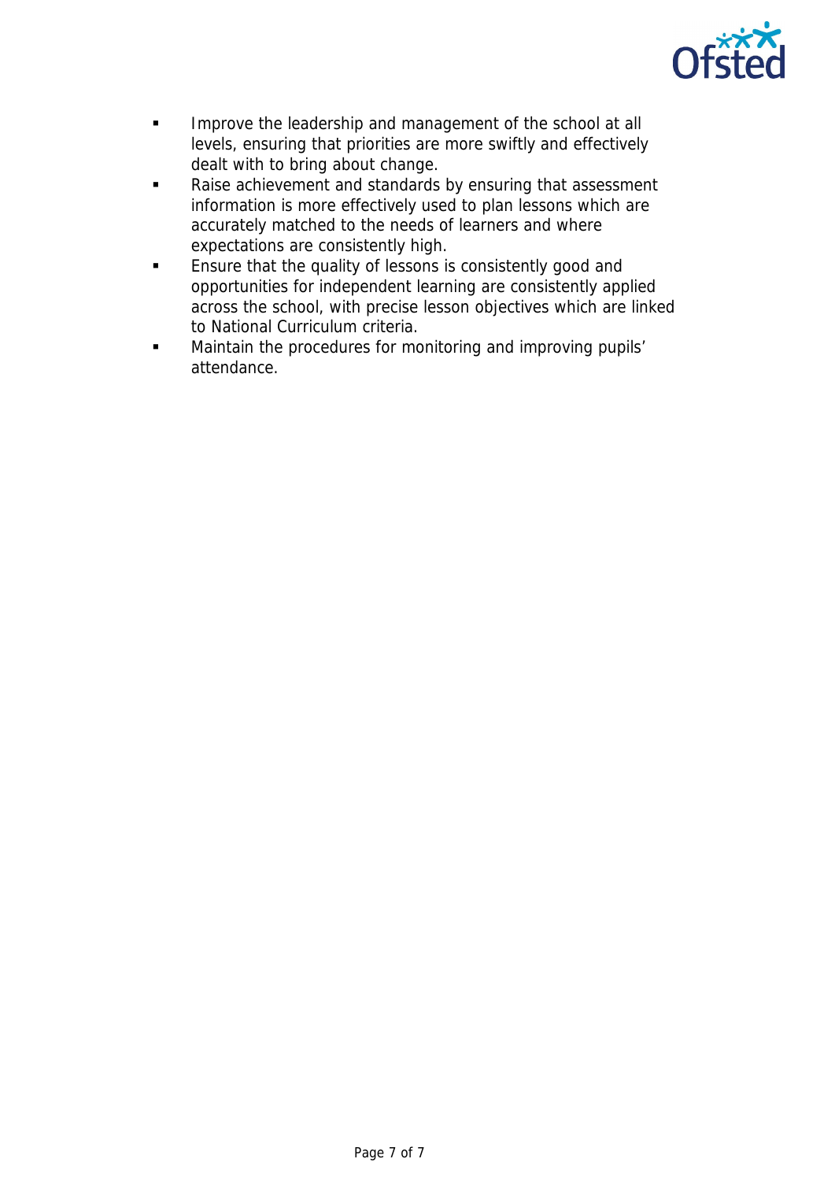- Improve the leadership and management of the school at all levels, ensuring that priorities are more swiftly and effectively dealt with to bring about change.
- Raise achievement and standards by ensuring that assessment information is more effectively used to plan lessons which are accurately matched to the needs of learners and where expectations are consistently high.
- Ensure that the quality of lessons is consistently good and opportunities for independent learning are consistently applied across the school, with precise lesson objectives which are linked to National Curriculum criteria.
- Maintain the procedures for monitoring and improving pupils' attendance.